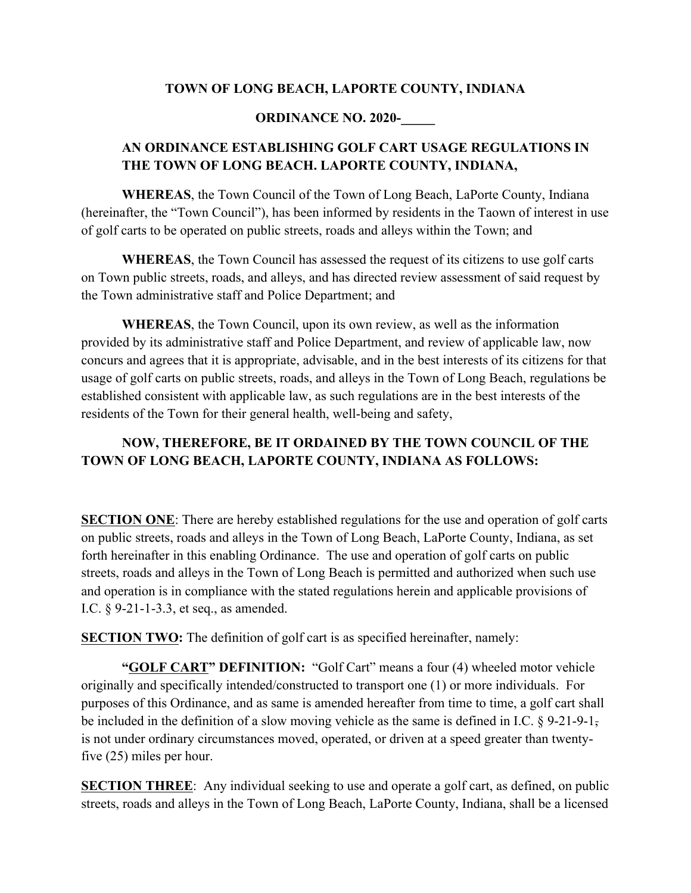**TOWN OF LONG BEACH, LAPORTE COUNTY, INDIANA**

**ORDINANCE NO. 2020-\_\_\_\_\_**

**AN ORDINANCE ESTABLISHING GOLF CART USAGE REGULATIONS IN THE TOWN OF LONG BEACH. LAPORTE COUNTY, INDIANA,**

**WHEREAS**, the Town Council of the Town of Long Beach, LaPorte County, Indiana (hereinafter, the "Town Council"), has been informed by residents in the Taown of interest in use of golf carts to be operated on public streets, roads and alleys within the Town; and

**WHEREAS**, the Town Council has assessed the request of its citizens to use golf carts on Town public streets, roads, and alleys, and has directed review assessment of said request by the Town administrative staff and Police Department; and

**WHEREAS**, the Town Council, upon its own review, as well as the information provided by its administrative staff and Police Department, and review of applicable law, now concurs and agrees that it is appropriate, advisable, and in the best interests of its citizens for that usage of golf carts on public streets, roads, and alleys in the Town of Long Beach, regulations be established consistent with applicable law, as such regulations are in the best interests of the residents of the Town for their general health, well-being and safety,

**NOW, THEREFORE, BE IT ORDAINED BY THE TOWN COUNCIL OF THE TOWN OF LONG BEACH, LAPORTE COUNTY, INDIANA AS FOLLOWS:**

**SECTION ONE**: There are hereby established regulations for the use and operation of golf carts on public streets, roads and alleys in the Town of Long Beach, LaPorte County, Indiana, as set forth hereinafter in this enabling Ordinance. The use and operation of golf carts on public streets, roads and alleys in the Town of Long Beach is permitted and authorized when such use and operation is in compliance with the stated regulations herein and applicable provisions of I.C. § 9-21-1-3.3, et seq., as amended.

**SECTION TWO:** The definition of golf cart is as specified hereinafter, namely:

**"GOLF CART" DEFINITION:** "Golf Cart" means a four (4) wheeled motor vehicle originally and specifically intended/constructed to transport one (1) or more individuals. For purposes of this Ordinance, and as same is amended hereafter from time to time, a golf cart shall be included in the definition of a slow moving vehicle as the same is defined in I.C. § 9-21-9-1, is not under ordinary circumstances moved, operated, or driven at a speed greater than twenty-five (25) miles per hour.

**SECTION THREE**: Any individual seeking to use and operate a golf cart, as defined, on public streets, roads and alleys in the Town of Long Beach, LaPorte County, Indiana, shall be a licensed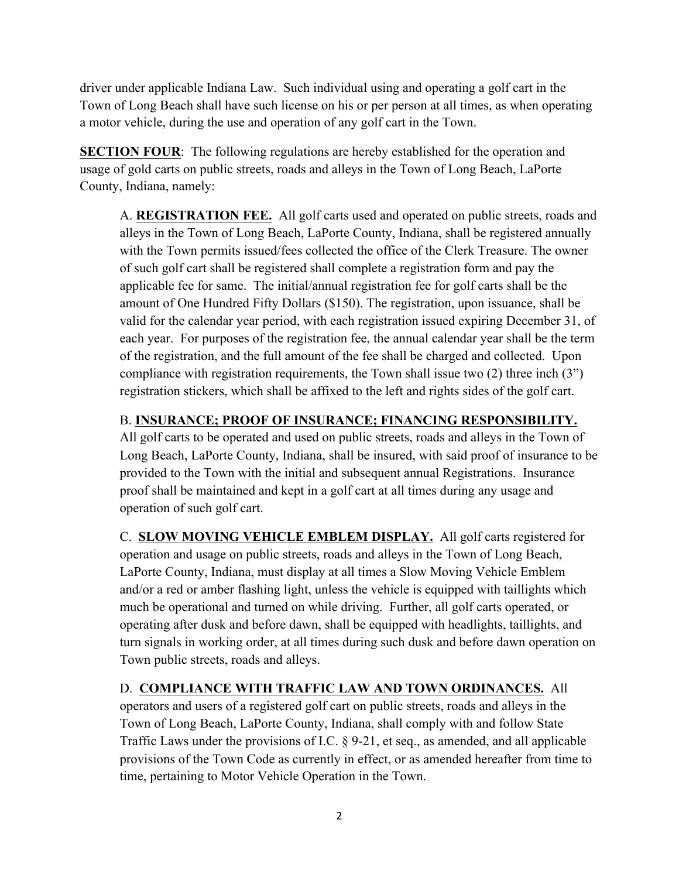driver under applicable Indiana Law. Such individual using and operating a golf cart in the Town of Long Beach shall have such license on his or per person at all times, as when operating a motor vehicle, during the use and operation of any golf cart in the Town.

**SECTION FOUR**: The following regulations are hereby established for the operation and usage of gold carts on public streets, roads and alleys in the Town of Long Beach, LaPorte County, Indiana, namely:

A. **REGISTRATION FEE.** All golf carts used and operated on public streets, roads and alleys in the Town of Long Beach, LaPorte County, Indiana, shall be registered annually with the Town permits issued/fees collected the office of the Clerk Treasure. The owner of such golf cart shall be registered shall complete a registration form and pay the applicable fee for same. The initial/annual registration fee for golf carts shall be the amount of One Hundred Fifty Dollars ($150). The registration, upon issuance, shall be valid for the calendar year period, with each registration issued expiring December 31, of each year. For purposes of the registration fee, the annual calendar year shall be the term of the registration, and the full amount of the fee shall be charged and collected. Upon compliance with registration requirements, the Town shall issue two (2) three inch (3") registration stickers, which shall be affixed to the left and rights sides of the golf cart.

B. **INSURANCE; PROOF OF INSURANCE; FINANCING RESPONSIBILITY.** All golf carts to be operated and used on public streets, roads and alleys in the Town of Long Beach, LaPorte County, Indiana, shall be insured, with said proof of insurance to be provided to the Town with the initial and subsequent annual Registrations. Insurance proof shall be maintained and kept in a golf cart at all times during any usage and operation of such golf cart.

C. **SLOW MOVING VEHICLE EMBLEM DISPLAY.** All golf carts registered for operation and usage on public streets, roads and alleys in the Town of Long Beach, LaPorte County, Indiana, must display at all times a Slow Moving Vehicle Emblem and/or a red or amber flashing light, unless the vehicle is equipped with taillights which much be operational and turned on while driving. Further, all golf carts operated, or operating after dusk and before dawn, shall be equipped with headlights, taillights, and turn signals in working order, at all times during such dusk and before dawn operation on Town public streets, roads and alleys.

D. **COMPLIANCE WITH TRAFFIC LAW AND TOWN ORDINANCES.** All operators and users of a registered golf cart on public streets, roads and alleys in the Town of Long Beach, LaPorte County, Indiana, shall comply with and follow State Traffic Laws under the provisions of I.C. § 9-21, et seq., as amended, and all applicable provisions of the Town Code as currently in effect, or as amended hereafter from time to time, pertaining to Motor Vehicle Operation in the Town.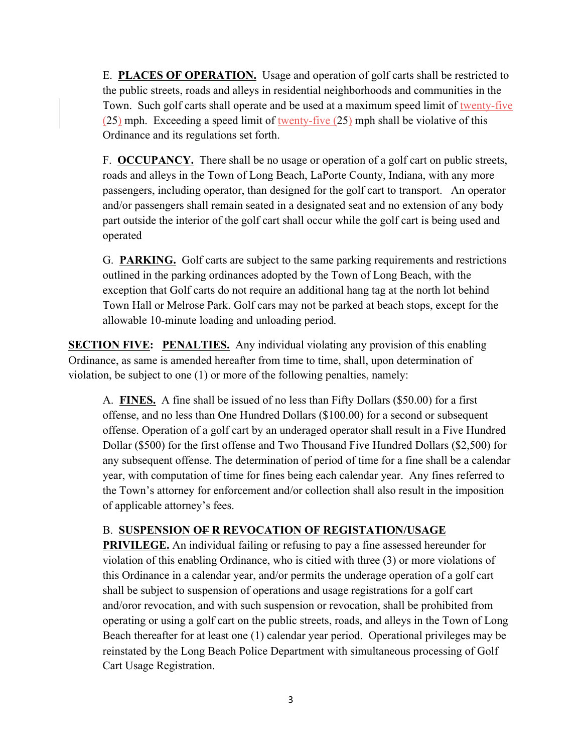E. **PLACES OF OPERATION.** Usage and operation of golf carts shall be restricted to the public streets, roads and alleys in residential neighborhoods and communities in the Town. Such golf carts shall operate and be used at a maximum speed limit of twenty-five (25) mph. Exceeding a speed limit of twenty-five (25) mph shall be violative of this Ordinance and its regulations set forth.

F. **OCCUPANCY.** There shall be no usage or operation of a golf cart on public streets, roads and alleys in the Town of Long Beach, LaPorte County, Indiana, with any more passengers, including operator, than designed for the golf cart to transport. An operator and/or passengers shall remain seated in a designated seat and no extension of any body part outside the interior of the golf cart shall occur while the golf cart is being used and operated

G. **PARKING.** Golf carts are subject to the same parking requirements and restrictions outlined in the parking ordinances adopted by the Town of Long Beach, with the exception that Golf carts do not require an additional hang tag at the north lot behind Town Hall or Melrose Park. Golf cars may not be parked at beach stops, except for the allowable 10-minute loading and unloading period.

**SECTION FIVE: PENALTIES.** Any individual violating any provision of this enabling Ordinance, as same is amended hereafter from time to time, shall, upon determination of violation, be subject to one (1) or more of the following penalties, namely:

A. **FINES.** A fine shall be issued of no less than Fifty Dollars ($50.00) for a first offense, and no less than One Hundred Dollars ($100.00) for a second or subsequent offense. Operation of a golf cart by an underaged operator shall result in a Five Hundred Dollar ($500) for the first offense and Two Thousand Five Hundred Dollars ($2,500) for any subsequent offense. The determination of period of time for a fine shall be a calendar year, with computation of time for fines being each calendar year. Any fines referred to the Town's attorney for enforcement and/or collection shall also result in the imposition of applicable attorney's fees.

B. **SUSPENSION ~~OF~~ R REVOCATION OF REGISTATION/USAGE PRIVILEGE.** An individual failing or refusing to pay a fine assessed hereunder for violation of this enabling Ordinance, who is citied with three (3) or more violations of this Ordinance in a calendar year, and/or permits the underage operation of a golf cart shall be subject to suspension of operations and usage registrations for a golf cart and/oror revocation, and with such suspension or revocation, shall be prohibited from operating or using a golf cart on the public streets, roads, and alleys in the Town of Long Beach thereafter for at least one (1) calendar year period. Operational privileges may be reinstated by the Long Beach Police Department with simultaneous processing of Golf Cart Usage Registration.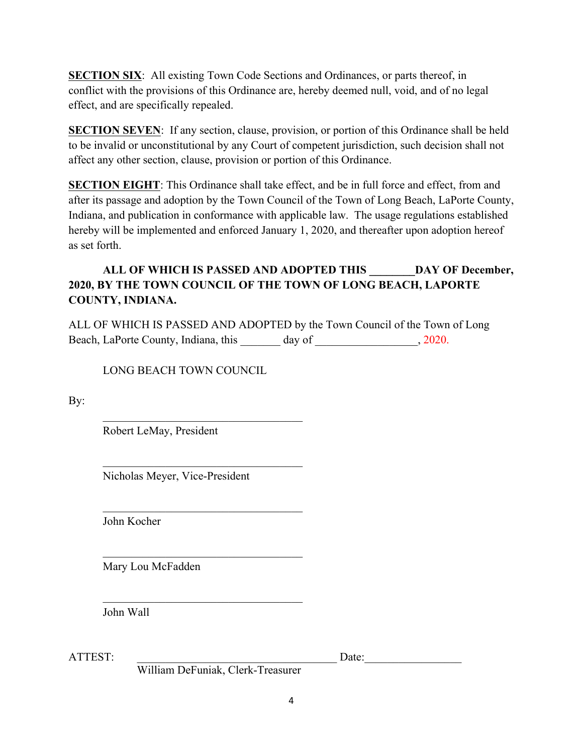**<u>SECTION SIX</u>**: All existing Town Code Sections and Ordinances, or parts thereof, in conflict with the provisions of this Ordinance are, hereby deemed null, void, and of no legal effect, and are specifically repealed.

**<u>SECTION SEVEN</u>**: If any section, clause, provision, or portion of this Ordinance shall be held to be invalid or unconstitutional by any Court of competent jurisdiction, such decision shall not affect any other section, clause, provision or portion of this Ordinance.

**<u>SECTION EIGHT</u>**: This Ordinance shall take effect, and be in full force and effect, from and after its passage and adoption by the Town Council of the Town of Long Beach, LaPorte County, Indiana, and publication in conformance with applicable law. The usage regulations established hereby will be implemented and enforced January 1, 2020, and thereafter upon adoption hereof as set forth.

**ALL OF WHICH IS PASSED AND ADOPTED THIS ________DAY OF December, 2020, BY THE TOWN COUNCIL OF THE TOWN OF LONG BEACH, LAPORTE COUNTY, INDIANA.**

ALL OF WHICH IS PASSED AND ADOPTED by the Town Council of the Town of Long Beach, LaPorte County, Indiana, this _______ day of _________________, 2020.

LONG BEACH TOWN COUNCIL

By:

____________________________________
Robert LeMay, President

____________________________________
Nicholas Meyer, Vice-President

____________________________________
John Kocher

____________________________________
Mary Lou McFadden

____________________________________
John Wall

ATTEST: ____________________________________ Date:________________
William DeFuniak, Clerk-Treasurer